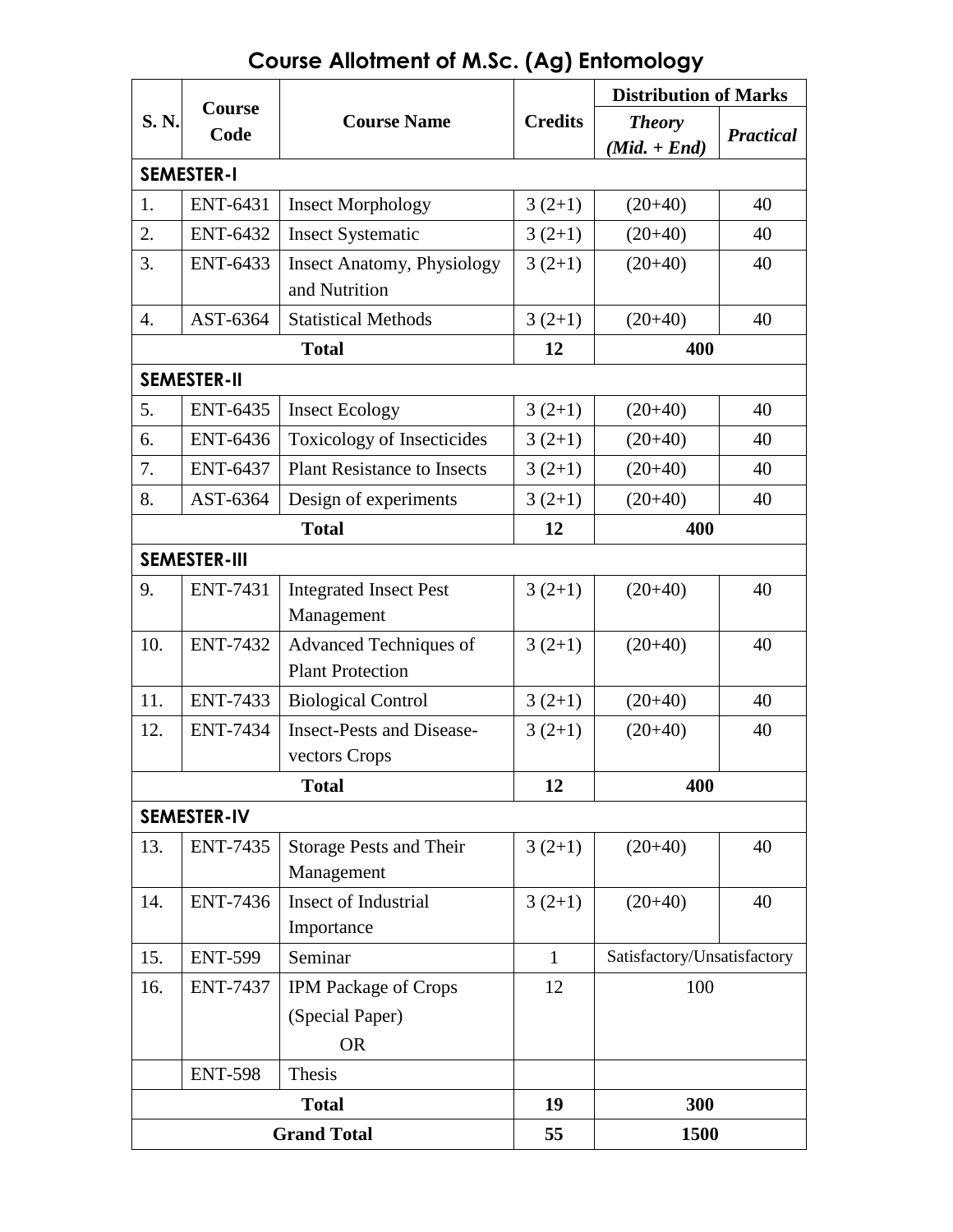# Course Allotment of M.Sc. (Ag) Entomology

| S. N. | Course Code | Course Name | Credits | Distribution of Marks | |
|---|---|---|---|---|---|
| | | | | ***Theory (Mid. + End)*** | ***Practical*** |
| **SEMESTER-I** | | | | | |
| 1. | ENT-6431 | Insect Morphology | 3 (2+1) | (20+40) | 40 |
| 2. | ENT-6432 | Insect Systematic | 3 (2+1) | (20+40) | 40 |
| 3. | ENT-6433 | Insect Anatomy, Physiology and Nutrition | 3 (2+1) | (20+40) | 40 |
| 4. | AST-6364 | Statistical Methods | 3 (2+1) | (20+40) | 40 |
| | | **Total** | **12** | **400** | |
| **SEMESTER-II** | | | | | |
| 5. | ENT-6435 | Insect Ecology | 3 (2+1) | (20+40) | 40 |
| 6. | ENT-6436 | Toxicology of Insecticides | 3 (2+1) | (20+40) | 40 |
| 7. | ENT-6437 | Plant Resistance to Insects | 3 (2+1) | (20+40) | 40 |
| 8. | AST-6364 | Design of experiments | 3 (2+1) | (20+40) | 40 |
| | | **Total** | **12** | **400** | |
| **SEMESTER-III** | | | | | |
| 9. | ENT-7431 | Integrated Insect Pest Management | 3 (2+1) | (20+40) | 40 |
| 10. | ENT-7432 | Advanced Techniques of Plant Protection | 3 (2+1) | (20+40) | 40 |
| 11. | ENT-7433 | Biological Control | 3 (2+1) | (20+40) | 40 |
| 12. | ENT-7434 | Insect-Pests and Disease-vectors Crops | 3 (2+1) | (20+40) | 40 |
| | | **Total** | **12** | **400** | |
| **SEMESTER-IV** | | | | | |
| 13. | ENT-7435 | Storage Pests and Their Management | 3 (2+1) | (20+40) | 40 |
| 14. | ENT-7436 | Insect of Industrial Importance | 3 (2+1) | (20+40) | 40 |
| 15. | ENT-599 | Seminar | 1 | Satisfactory/Unsatisfactory | |
| 16. | ENT-7437 | IPM Package of Crops (Special Paper) OR | 12 | 100 | |
| | ENT-598 | Thesis | | | |
| | | **Total** | **19** | **300** | |
| | | **Grand Total** | **55** | **1500** | |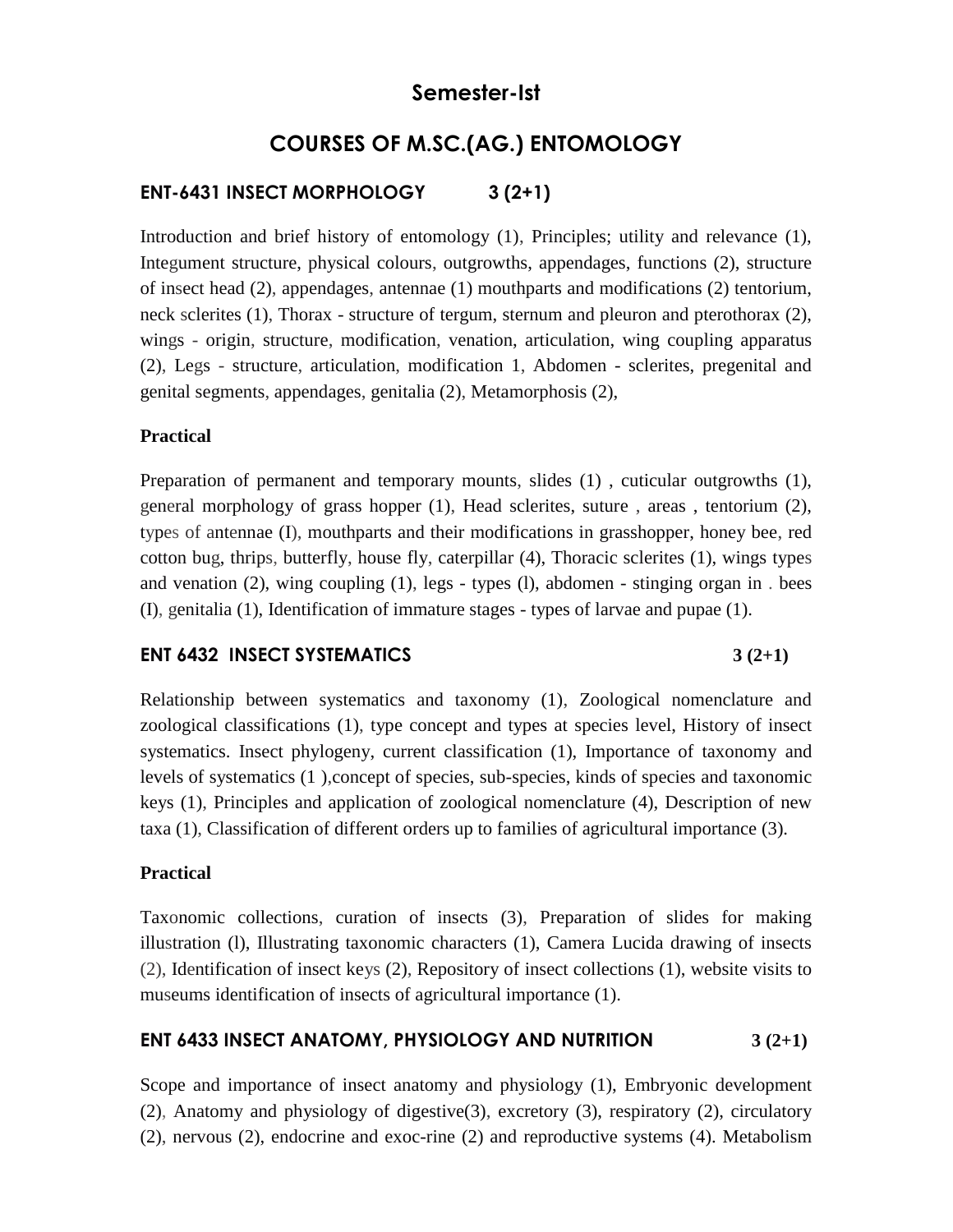## Semester-Ist

## COURSES OF M.SC.(AG.) ENTOMOLOGY

### ENT-6431 INSECT MORPHOLOGY 3 (2+1)

Introduction and brief history of entomology (1), Principles; utility and relevance (1), Integument structure, physical colours, outgrowths, appendages, functions (2), structure of insect head (2), appendages, antennae (1) mouthparts and modifications (2) tentorium, neck sclerites (1), Thorax - structure of tergum, sternum and pleuron and pterothorax (2), wings - origin, structure, modification, venation, articulation, wing coupling apparatus (2), Legs - structure, articulation, modification 1, Abdomen - sclerites, pregenital and genital segments, appendages, genitalia (2), Metamorphosis (2),

**Practical**

Preparation of permanent and temporary mounts, slides (1) , cuticular outgrowths (1), general morphology of grass hopper (1), Head sclerites, suture , areas , tentorium (2), types of antennae (I), mouthparts and their modifications in grasshopper, honey bee, red cotton bug, thrips, butterfly, house fly, caterpillar (4), Thoracic sclerites (1), wings types and venation (2), wing coupling (1), legs - types (l), abdomen - stinging organ in . bees (I), genitalia (1), Identification of immature stages - types of larvae and pupae (1).

### ENT 6432 INSECT SYSTEMATICS 3 (2+1)

Relationship between systematics and taxonomy (1), Zoological nomenclature and zoological classifications (1), type concept and types at species level, History of insect systematics. Insect phylogeny, current classification (1), Importance of taxonomy and levels of systematics (1 ),concept of species, sub-species, kinds of species and taxonomic keys (1), Principles and application of zoological nomenclature (4), Description of new taxa (1), Classification of different orders up to families of agricultural importance (3).

**Practical**

Taxonomic collections, curation of insects (3), Preparation of slides for making illustration (l), Illustrating taxonomic characters (1), Camera Lucida drawing of insects (2), Identification of insect keys (2), Repository of insect collections (1), website visits to museums identification of insects of agricultural importance (1).

### ENT 6433 INSECT ANATOMY, PHYSIOLOGY AND NUTRITION 3 (2+1)

Scope and importance of insect anatomy and physiology (1), Embryonic development (2), Anatomy and physiology of digestive(3), excretory (3), respiratory (2), circulatory (2), nervous (2), endocrine and exoc-rine (2) and reproductive systems (4). Metabolism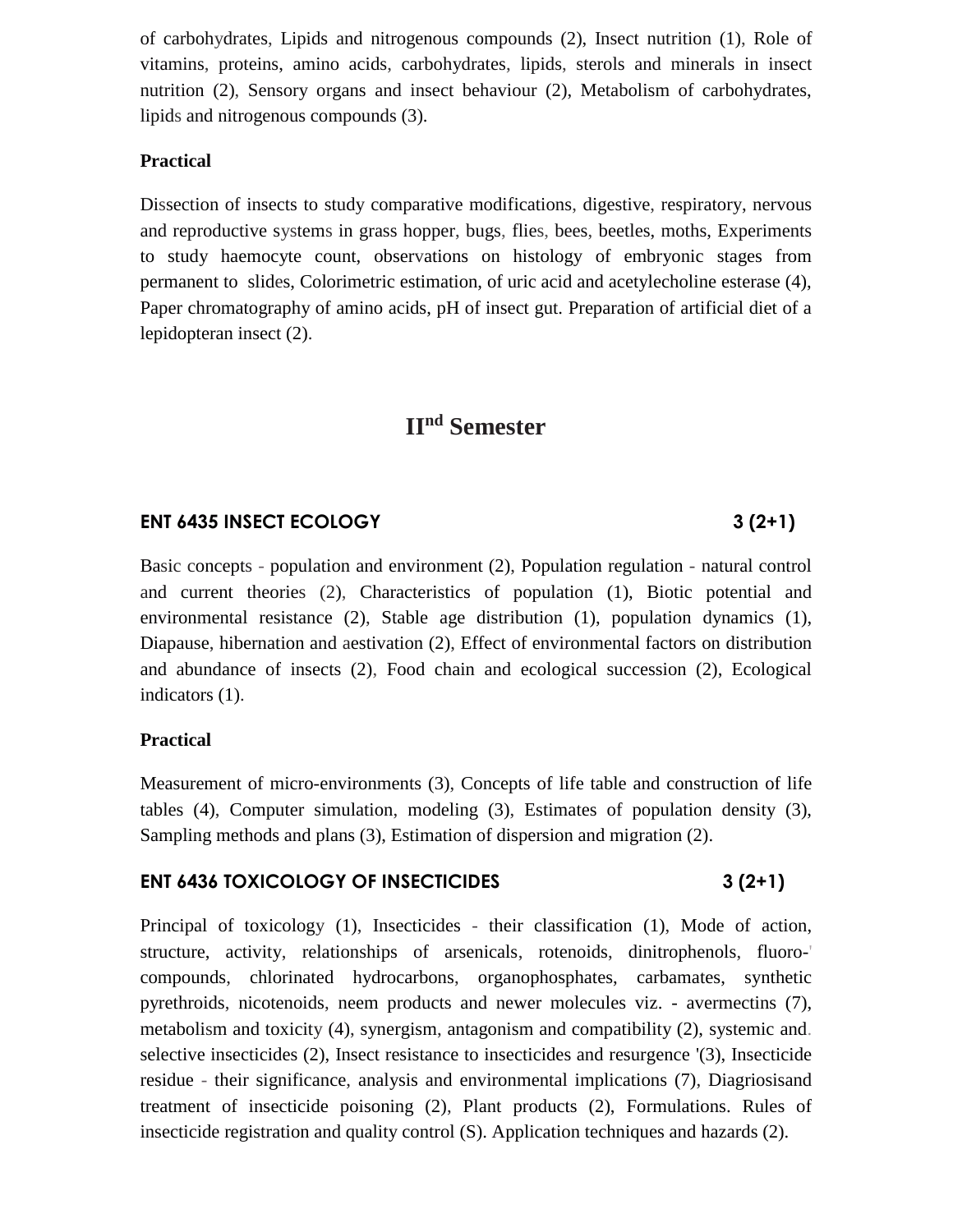of carbohydrates, Lipids and nitrogenous compounds (2), Insect nutrition (1), Role of vitamins, proteins, amino acids, carbohydrates, lipids, sterols and minerals in insect nutrition (2), Sensory organs and insect behaviour (2), Metabolism of carbohydrates, lipids and nitrogenous compounds (3).

**Practical**

Dissection of insects to study comparative modifications, digestive, respiratory, nervous and reproductive systems in grass hopper, bugs, flies, bees, beetles, moths, Experiments to study haemocyte count, observations on histology of embryonic stages from permanent to slides, Colorimetric estimation, of uric acid and acetylecholine esterase (4), Paper chromatography of amino acids, pH of insect gut. Preparation of artificial diet of a lepidopteran insect (2).

# II<sup>nd</sup> Semester

### ENT 6435 INSECT ECOLOGY 3 (2+1)

Basic concepts - population and environment (2), Population regulation - natural control and current theories (2), Characteristics of population (1), Biotic potential and environmental resistance (2), Stable age distribution (1), population dynamics (1), Diapause, hibernation and aestivation (2), Effect of environmental factors on distribution and abundance of insects (2), Food chain and ecological succession (2), Ecological indicators (1).

**Practical**

Measurement of micro-environments (3), Concepts of life table and construction of life tables (4), Computer simulation, modeling (3), Estimates of population density (3), Sampling methods and plans (3), Estimation of dispersion and migration (2).

### ENT 6436 TOXICOLOGY OF INSECTICIDES 3 (2+1)

Principal of toxicology (1), Insecticides - their classification (1), Mode of action, structure, activity, relationships of arsenicals, rotenoids, dinitrophenols, fluoro-' compounds, chlorinated hydrocarbons, organophosphates, carbamates, synthetic pyrethroids, nicotenoids, neem products and newer molecules viz. - avermectins (7), metabolism and toxicity (4), synergism, antagonism and compatibility (2), systemic and. selective insecticides (2), Insect resistance to insecticides and resurgence '(3), Insecticide residue - their significance, analysis and environmental implications (7), Diagriosisand treatment of insecticide poisoning (2), Plant products (2), Formulations. Rules of insecticide registration and quality control (S). Application techniques and hazards (2).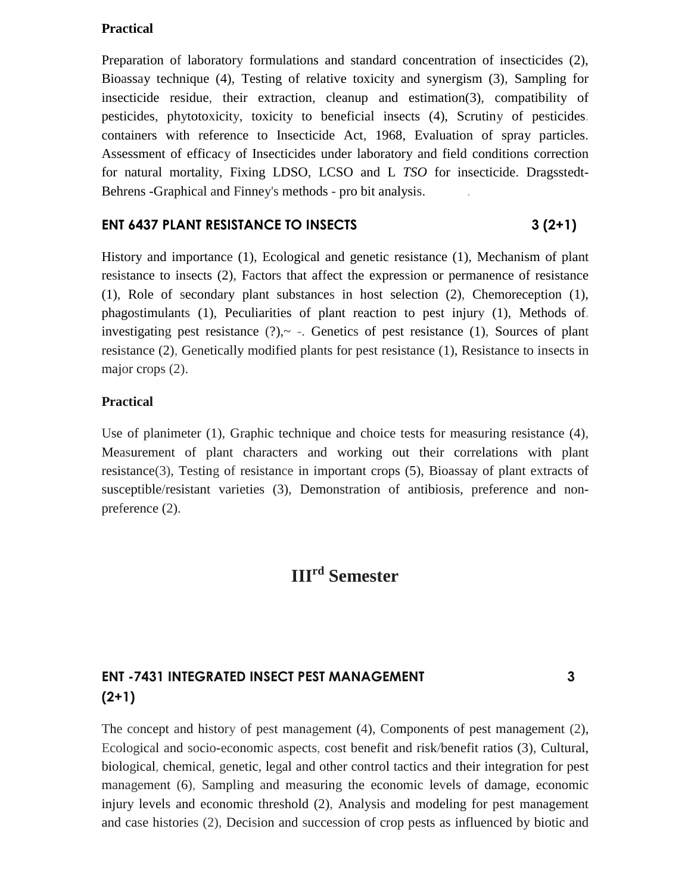**Practical**

Preparation of laboratory formulations and standard concentration of insecticides (2), Bioassay technique (4), Testing of relative toxicity and synergism (3), Sampling for insecticide residue, their extraction, cleanup and estimation(3), compatibility of pesticides, phytotoxicity, toxicity to beneficial insects (4), Scrutiny of pesticides. containers with reference to Insecticide Act, 1968, Evaluation of spray particles. Assessment of efficacy of Insecticides under laboratory and field conditions correction for natural mortality, Fixing LDSO, LCSO and L *TSO* for insecticide. Dragsstedt-Behrens -Graphical and Finney's methods - pro bit analysis.

## ENT 6437 PLANT RESISTANCE TO INSECTS 3 (2+1)

History and importance (1), Ecological and genetic resistance (1), Mechanism of plant resistance to insects (2), Factors that affect the expression or permanence of resistance (1), Role of secondary plant substances in host selection (2), Chemoreception (1), phagostimulants (1), Peculiarities of plant reaction to pest injury (1), Methods of. investigating pest resistance (?),~ -. Genetics of pest resistance (1), Sources of plant resistance (2), Genetically modified plants for pest resistance (1), Resistance to insects in major crops (2).

**Practical**

Use of planimeter (1), Graphic technique and choice tests for measuring resistance (4), Measurement of plant characters and working out their correlations with plant resistance(3), Testing of resistance in important crops (5), Bioassay of plant extracts of susceptible/resistant varieties (3), Demonstration of antibiosis, preference and non-preference (2).

# III$^{rd}$ Semester

## ENT -7431 INTEGRATED INSECT PEST MANAGEMENT 3 (2+1)

The concept and history of pest management (4), Components of pest management (2), Ecological and socio-economic aspects, cost benefit and risk/benefit ratios (3), Cultural, biological, chemical, genetic, legal and other control tactics and their integration for pest management (6), Sampling and measuring the economic levels of damage, economic injury levels and economic threshold (2), Analysis and modeling for pest management and case histories (2), Decision and succession of crop pests as influenced by biotic and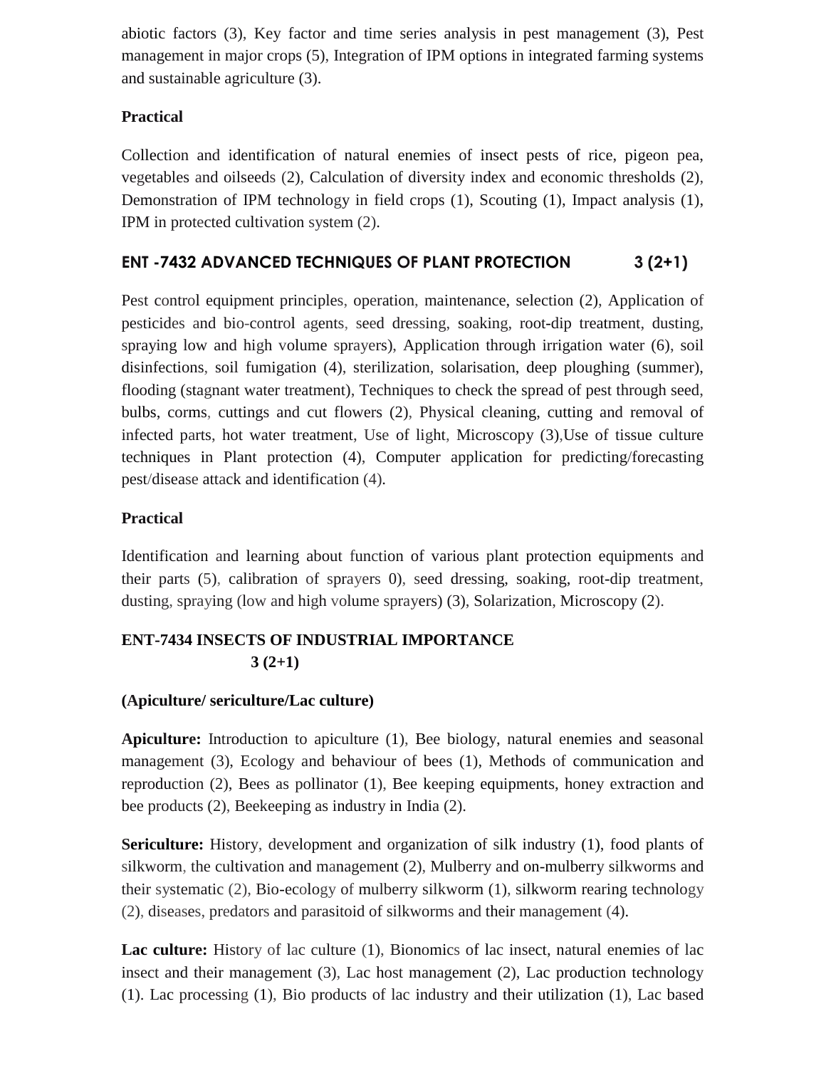abiotic factors (3), Key factor and time series analysis in pest management (3), Pest management in major crops (5), Integration of IPM options in integrated farming systems and sustainable agriculture (3).

**Practical**

Collection and identification of natural enemies of insect pests of rice, pigeon pea, vegetables and oilseeds (2), Calculation of diversity index and economic thresholds (2), Demonstration of IPM technology in field crops (1), Scouting (1), Impact analysis (1), IPM in protected cultivation system (2).

## ENT -7432 ADVANCED TECHNIQUES OF PLANT PROTECTION 3 (2+1)

Pest control equipment principles, operation, maintenance, selection (2), Application of pesticides and bio-control agents, seed dressing, soaking, root-dip treatment, dusting, spraying low and high volume sprayers), Application through irrigation water (6), soil disinfections, soil fumigation (4), sterilization, solarisation, deep ploughing (summer), flooding (stagnant water treatment), Techniques to check the spread of pest through seed, bulbs, corms, cuttings and cut flowers (2), Physical cleaning, cutting and removal of infected parts, hot water treatment, Use of light, Microscopy (3),Use of tissue culture techniques in Plant protection (4), Computer application for predicting/forecasting pest/disease attack and identification (4).

**Practical**

Identification and learning about function of various plant protection equipments and their parts (5), calibration of sprayers 0), seed dressing, soaking, root-dip treatment, dusting, spraying (low and high volume sprayers) (3), Solarization, Microscopy (2).

## ENT-7434 INSECTS OF INDUSTRIAL IMPORTANCE 3 (2+1)

**(Apiculture/ sericulture/Lac culture)**

**Apiculture:** Introduction to apiculture (1), Bee biology, natural enemies and seasonal management (3), Ecology and behaviour of bees (1), Methods of communication and reproduction (2), Bees as pollinator (1), Bee keeping equipments, honey extraction and bee products (2), Beekeeping as industry in India (2).

**Sericulture:** History, development and organization of silk industry (1), food plants of silkworm, the cultivation and management (2), Mulberry and on-mulberry silkworms and their systematic (2), Bio-ecology of mulberry silkworm (1), silkworm rearing technology (2), diseases, predators and parasitoid of silkworms and their management (4).

**Lac culture:** History of lac culture (1), Bionomics of lac insect, natural enemies of lac insect and their management (3), Lac host management (2), Lac production technology (1). Lac processing (1), Bio products of lac industry and their utilization (1), Lac based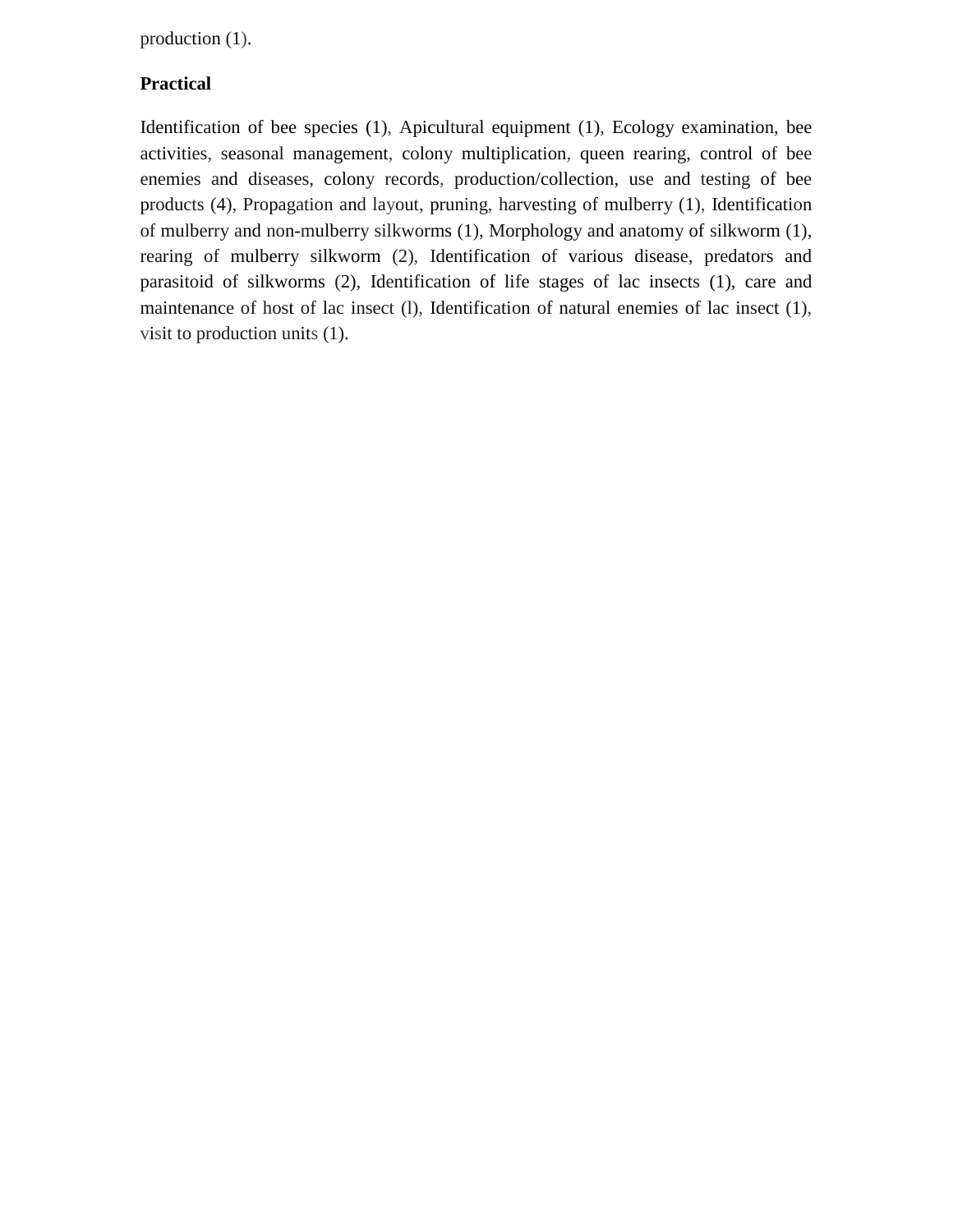production (1).

**Practical**

Identification of bee species (1), Apicultural equipment (1), Ecology examination, bee activities, seasonal management, colony multiplication, queen rearing, control of bee enemies and diseases, colony records, production/collection, use and testing of bee products (4), Propagation and layout, pruning, harvesting of mulberry (1), Identification of mulberry and non-mulberry silkworms (1), Morphology and anatomy of silkworm (1), rearing of mulberry silkworm (2), Identification of various disease, predators and parasitoid of silkworms (2), Identification of life stages of lac insects (1), care and maintenance of host of lac insect (l), Identification of natural enemies of lac insect (1), visit to production units (1).